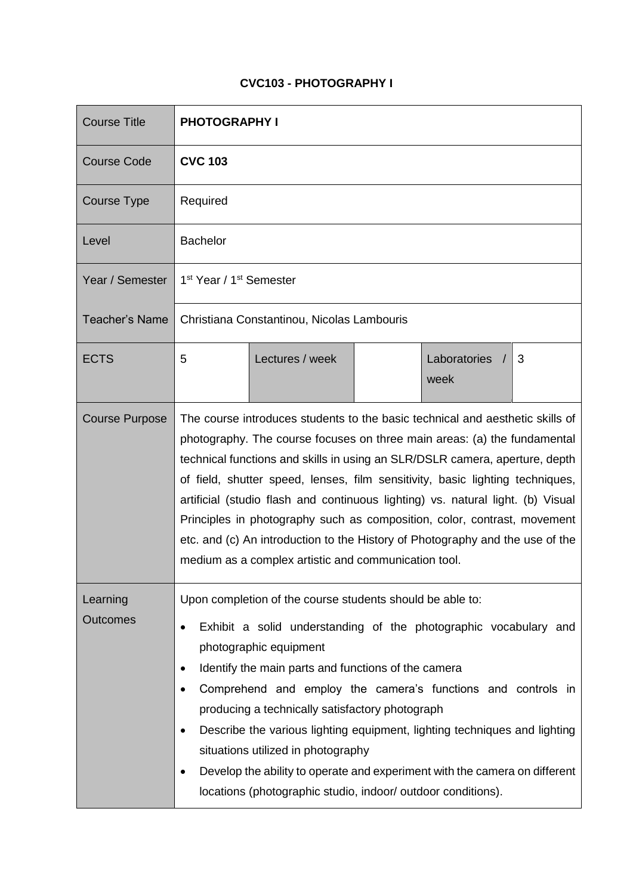# CVC103 - PHOTOGRAPHY I

| Course Title | **PHOTOGRAPHY I** | | | | |
|---|---|---|---|---|---|
| Course Code | **CVC 103** | | | | |
| Course Type | Required | | | | |
| Level | Bachelor | | | | |
| Year / Semester | 1st Year / 1st Semester | | | | |
| Teacher's Name | Christiana Constantinou, Nicolas Lambouris | | | | |
| ECTS | 5 | Lectures / week | | Laboratories / week | 3 |
| Course Purpose | The course introduces students to the basic technical and aesthetic skills of photography. The course focuses on three main areas: (a) the fundamental technical functions and skills in using an SLR/DSLR camera, aperture, depth of field, shutter speed, lenses, film sensitivity, basic lighting techniques, artificial (studio flash and continuous lighting) vs. natural light. (b) Visual Principles in photography such as composition, color, contrast, movement etc. and (c) An introduction to the History of Photography and the use of the medium as a complex artistic and communication tool. | | | | |
| Learning Outcomes | Upon completion of the course students should be able to:<br>• Exhibit a solid understanding of the photographic vocabulary and photographic equipment<br>• Identify the main parts and functions of the camera<br>• Comprehend and employ the camera's functions and controls in producing a technically satisfactory photograph<br>• Describe the various lighting equipment, lighting techniques and lighting situations utilized in photography<br>• Develop the ability to operate and experiment with the camera on different locations (photographic studio, indoor/ outdoor conditions). | | | | |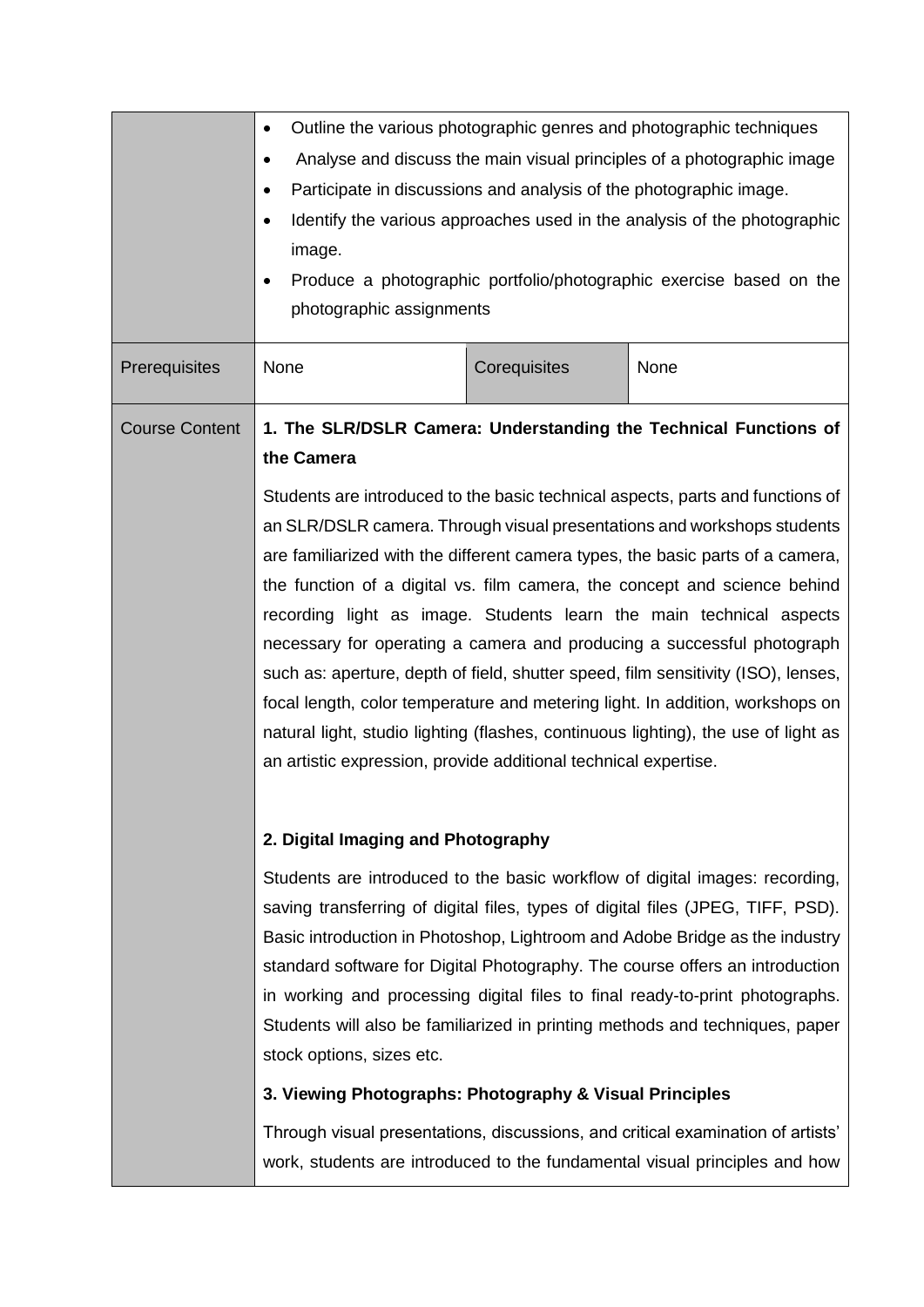| | | | |
|---|---|---|---|
| | • Outline the various photographic genres and photographic techniques<br>• Analyse and discuss the main visual principles of a photographic image<br>• Participate in discussions and analysis of the photographic image.<br>• Identify the various approaches used in the analysis of the photographic image.<br>• Produce a photographic portfolio/photographic exercise based on the photographic assignments | | |
| Prerequisites | None | Corequisites | None |
| Course Content | **1. The SLR/DSLR Camera: Understanding the Technical Functions of the Camera**<br><br>Students are introduced to the basic technical aspects, parts and functions of an SLR/DSLR camera. Through visual presentations and workshops students are familiarized with the different camera types, the basic parts of a camera, the function of a digital vs. film camera, the concept and science behind recording light as image. Students learn the main technical aspects necessary for operating a camera and producing a successful photograph such as: aperture, depth of field, shutter speed, film sensitivity (ISO), lenses, focal length, color temperature and metering light. In addition, workshops on natural light, studio lighting (flashes, continuous lighting), the use of light as an artistic expression, provide additional technical expertise.<br><br>**2. Digital Imaging and Photography**<br><br>Students are introduced to the basic workflow of digital images: recording, saving transferring of digital files, types of digital files (JPEG, TIFF, PSD). Basic introduction in Photoshop, Lightroom and Adobe Bridge as the industry standard software for Digital Photography. The course offers an introduction in working and processing digital files to final ready-to-print photographs. Students will also be familiarized in printing methods and techniques, paper stock options, sizes etc.<br><br>**3. Viewing Photographs: Photography & Visual Principles**<br><br>Through visual presentations, discussions, and critical examination of artists' work, students are introduced to the fundamental visual principles and how | | |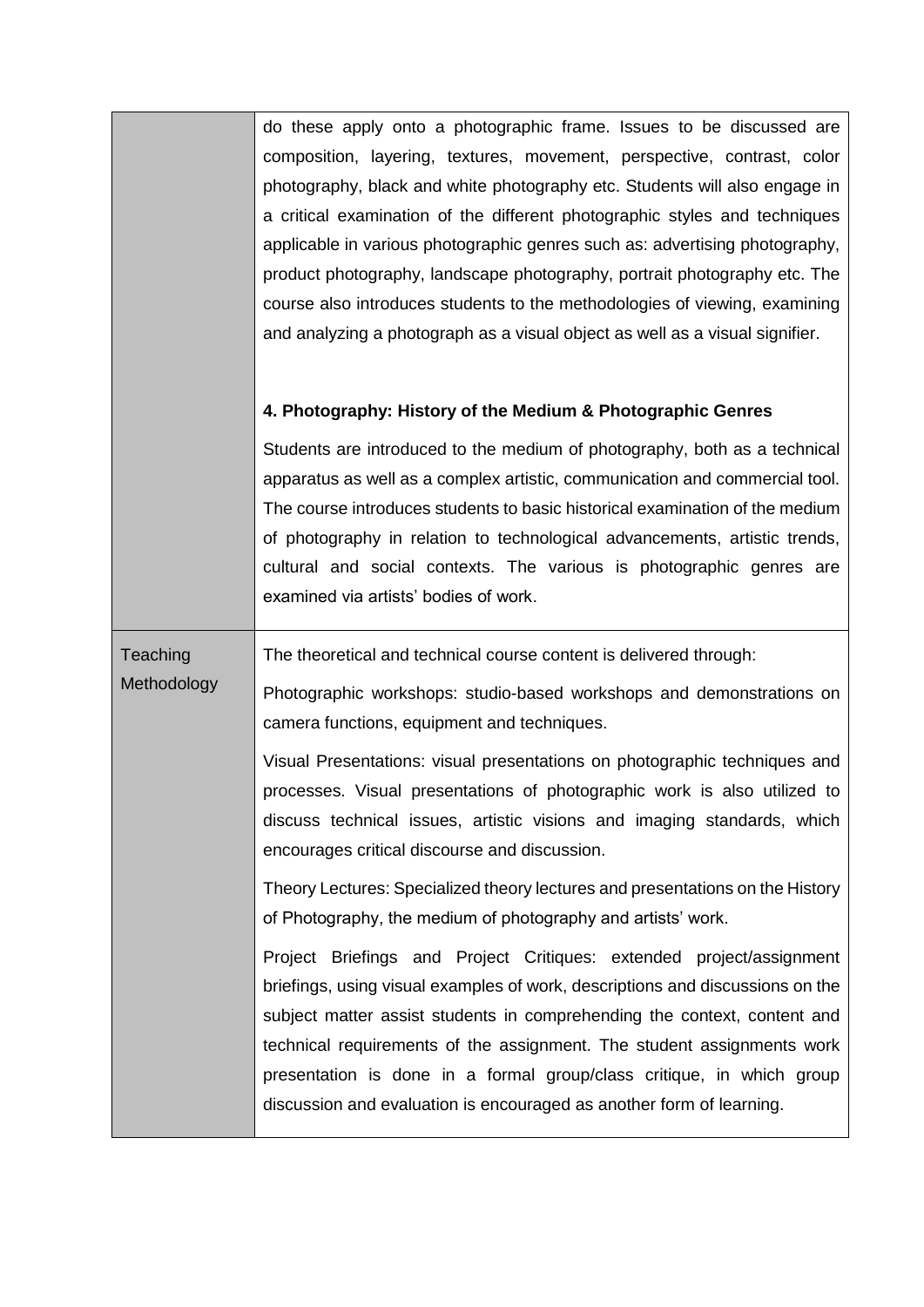| | |
|---|---|
| | do these apply onto a photographic frame. Issues to be discussed are composition, layering, textures, movement, perspective, contrast, color photography, black and white photography etc. Students will also engage in a critical examination of the different photographic styles and techniques applicable in various photographic genres such as: advertising photography, product photography, landscape photography, portrait photography etc. The course also introduces students to the methodologies of viewing, examining and analyzing a photograph as a visual object as well as a visual signifier.<br><br>**4. Photography: History of the Medium & Photographic Genres**<br><br>Students are introduced to the medium of photography, both as a technical apparatus as well as a complex artistic, communication and commercial tool. The course introduces students to basic historical examination of the medium of photography in relation to technological advancements, artistic trends, cultural and social contexts. The various is photographic genres are examined via artists' bodies of work. |
| Teaching Methodology | The theoretical and technical course content is delivered through:<br><br>Photographic workshops: studio-based workshops and demonstrations on camera functions, equipment and techniques.<br><br>Visual Presentations: visual presentations on photographic techniques and processes. Visual presentations of photographic work is also utilized to discuss technical issues, artistic visions and imaging standards, which encourages critical discourse and discussion.<br><br>Theory Lectures: Specialized theory lectures and presentations on the History of Photography, the medium of photography and artists' work.<br><br>Project Briefings and Project Critiques: extended project/assignment briefings, using visual examples of work, descriptions and discussions on the subject matter assist students in comprehending the context, content and technical requirements of the assignment. The student assignments work presentation is done in a formal group/class critique, in which group discussion and evaluation is encouraged as another form of learning. |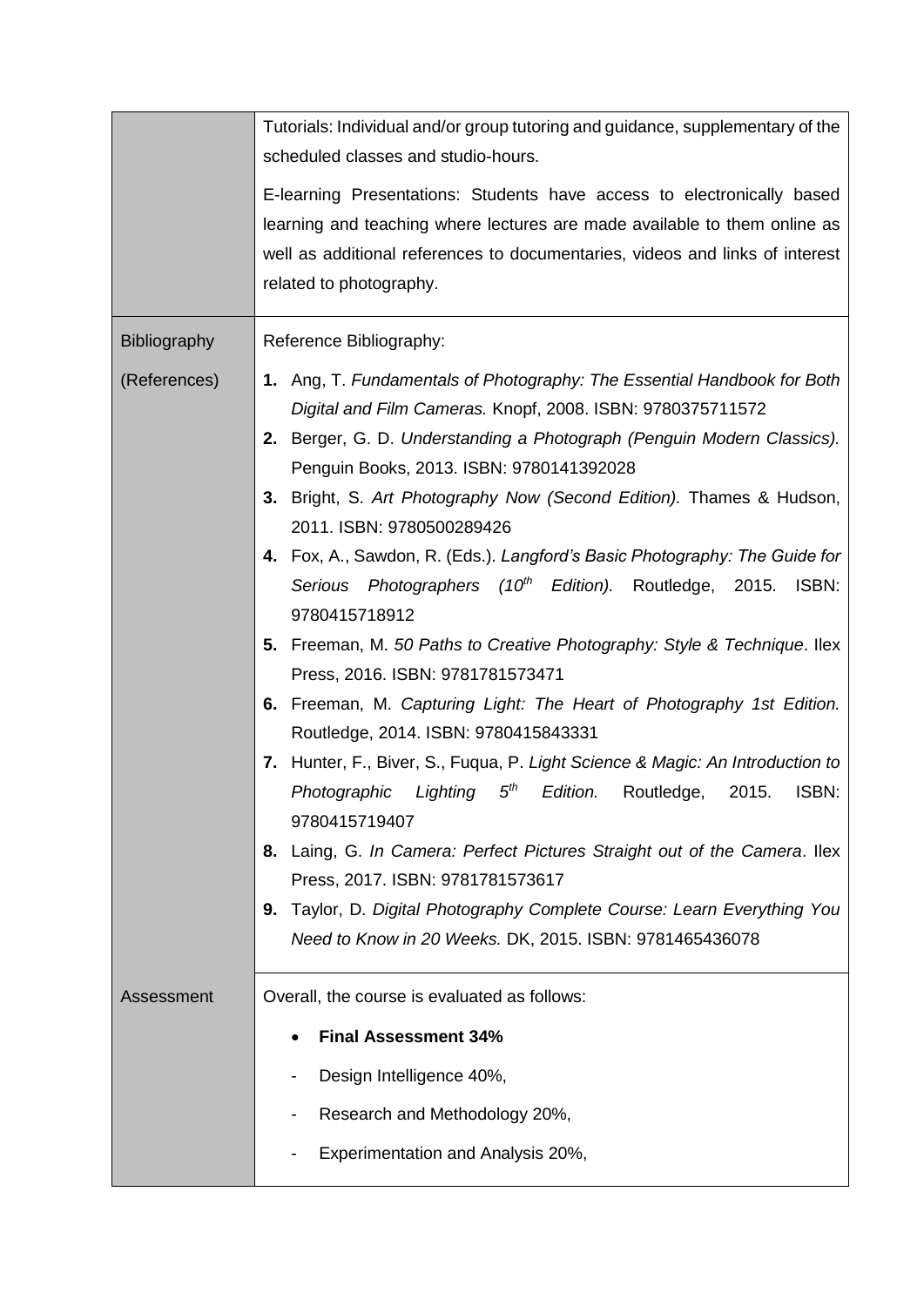| | |
|---|---|
| | Tutorials: Individual and/or group tutoring and guidance, supplementary of the scheduled classes and studio-hours.<br><br>E-learning Presentations: Students have access to electronically based learning and teaching where lectures are made available to them online as well as additional references to documentaries, videos and links of interest related to photography. |
| Bibliography (References) | Reference Bibliography:<br><br>**1.** Ang, T. *Fundamentals of Photography: The Essential Handbook for Both Digital and Film Cameras.* Knopf, 2008. ISBN: 9780375711572<br>**2.** Berger, G. D. *Understanding a Photograph (Penguin Modern Classics).* Penguin Books, 2013. ISBN: 9780141392028<br>**3.** Bright, S. *Art Photography Now (Second Edition).* Thames & Hudson, 2011. ISBN: 9780500289426<br>**4.** Fox, A., Sawdon, R. (Eds.). *Langford's Basic Photography: The Guide for Serious Photographers (10th Edition).* Routledge, 2015. ISBN: 9780415718912<br>**5.** Freeman, M. *50 Paths to Creative Photography: Style & Technique*. Ilex Press, 2016. ISBN: 9781781573471<br>**6.** Freeman, M. *Capturing Light: The Heart of Photography 1st Edition.* Routledge, 2014. ISBN: 9780415843331<br>**7.** Hunter, F., Biver, S., Fuqua, P. *Light Science & Magic: An Introduction to Photographic Lighting 5th Edition.* Routledge, 2015. ISBN: 9780415719407<br>**8.** Laing, G. *In Camera: Perfect Pictures Straight out of the Camera*. Ilex Press, 2017. ISBN: 9781781573617<br>**9.** Taylor, D. *Digital Photography Complete Course: Learn Everything You Need to Know in 20 Weeks.* DK, 2015. ISBN: 9781465436078 |
| Assessment | Overall, the course is evaluated as follows:<br><br>• **Final Assessment 34%**<br>- Design Intelligence 40%,<br>- Research and Methodology 20%,<br>- Experimentation and Analysis 20%, |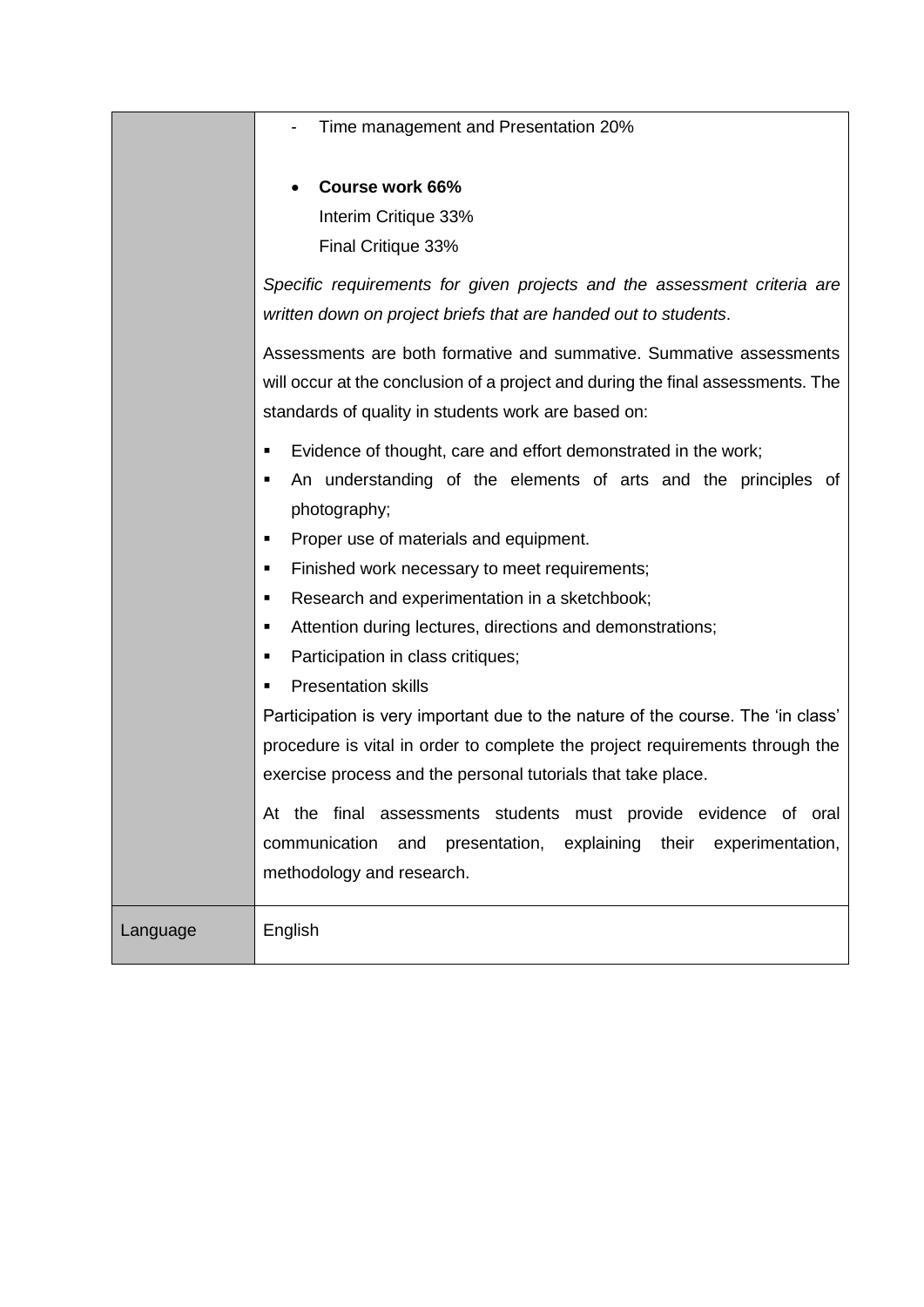| | |
|---|---|
| | - Time management and Presentation 20%<br><br>• **Course work 66%**<br>Interim Critique 33%<br>Final Critique 33%<br><br>*Specific requirements for given projects and the assessment criteria are written down on project briefs that are handed out to students*.<br><br>Assessments are both formative and summative. Summative assessments will occur at the conclusion of a project and during the final assessments. The standards of quality in students work are based on:<br><br>▪ Evidence of thought, care and effort demonstrated in the work;<br>▪ An understanding of the elements of arts and the principles of photography;<br>▪ Proper use of materials and equipment.<br>▪ Finished work necessary to meet requirements;<br>▪ Research and experimentation in a sketchbook;<br>▪ Attention during lectures, directions and demonstrations;<br>▪ Participation in class critiques;<br>▪ Presentation skills<br><br>Participation is very important due to the nature of the course. The 'in class' procedure is vital in order to complete the project requirements through the exercise process and the personal tutorials that take place.<br><br>At the final assessments students must provide evidence of oral communication and presentation, explaining their experimentation, methodology and research. |
| Language | English |